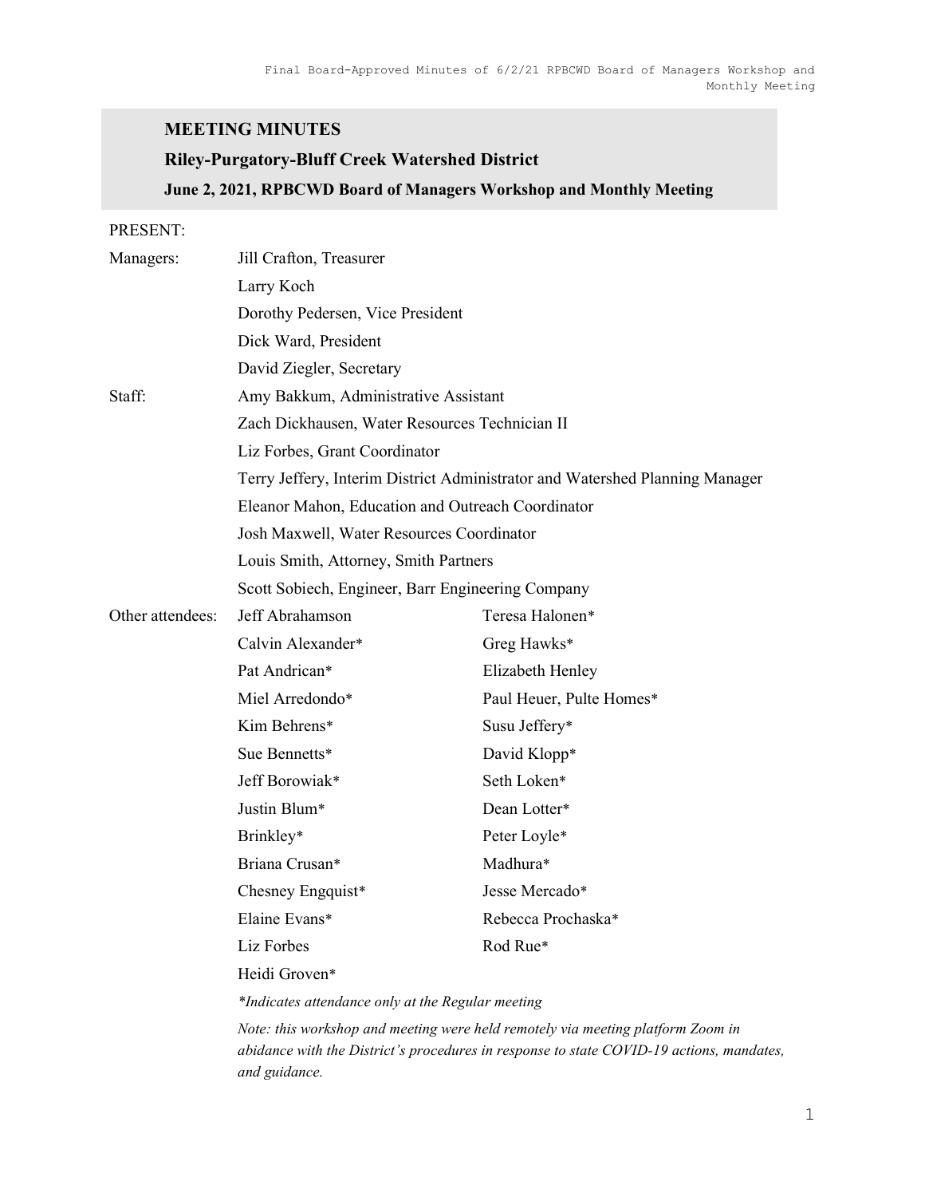# MEETING MINUTES

## Riley-Purgatory-Bluff Creek Watershed District

### June 2, 2021, RPBCWD Board of Managers Workshop and Monthly Meeting

PRESENT:

| | | |
|---|---|---|
| Managers: | Jill Crafton, Treasurer | |
| | Larry Koch | |
| | Dorothy Pedersen, Vice President | |
| | Dick Ward, President | |
| | David Ziegler, Secretary | |
| Staff: | Amy Bakkum, Administrative Assistant | |
| | Zach Dickhausen, Water Resources Technician II | |
| | Liz Forbes, Grant Coordinator | |
| | Terry Jeffery, Interim District Administrator and Watershed Planning Manager | |
| | Eleanor Mahon, Education and Outreach Coordinator | |
| | Josh Maxwell, Water Resources Coordinator | |
| | Louis Smith, Attorney, Smith Partners | |
| | Scott Sobiech, Engineer, Barr Engineering Company | |
| Other attendees: | Jeff Abrahamson | Teresa Halonen* |
| | Calvin Alexander* | Greg Hawks* |
| | Pat Andrican* | Elizabeth Henley |
| | Miel Arredondo* | Paul Heuer, Pulte Homes* |
| | Kim Behrens* | Susu Jeffery* |
| | Sue Bennetts* | David Klopp* |
| | Jeff Borowiak* | Seth Loken* |
| | Justin Blum* | Dean Lotter* |
| | Brinkley* | Peter Loyle* |
| | Briana Crusan* | Madhura* |
| | Chesney Engquist* | Jesse Mercado* |
| | Elaine Evans* | Rebecca Prochaska* |
| | Liz Forbes | Rod Rue* |
| | Heidi Groven* | |

*\*Indicates attendance only at the Regular meeting*

*Note: this workshop and meeting were held remotely via meeting platform Zoom in abidance with the District's procedures in response to state COVID-19 actions, mandates, and guidance.*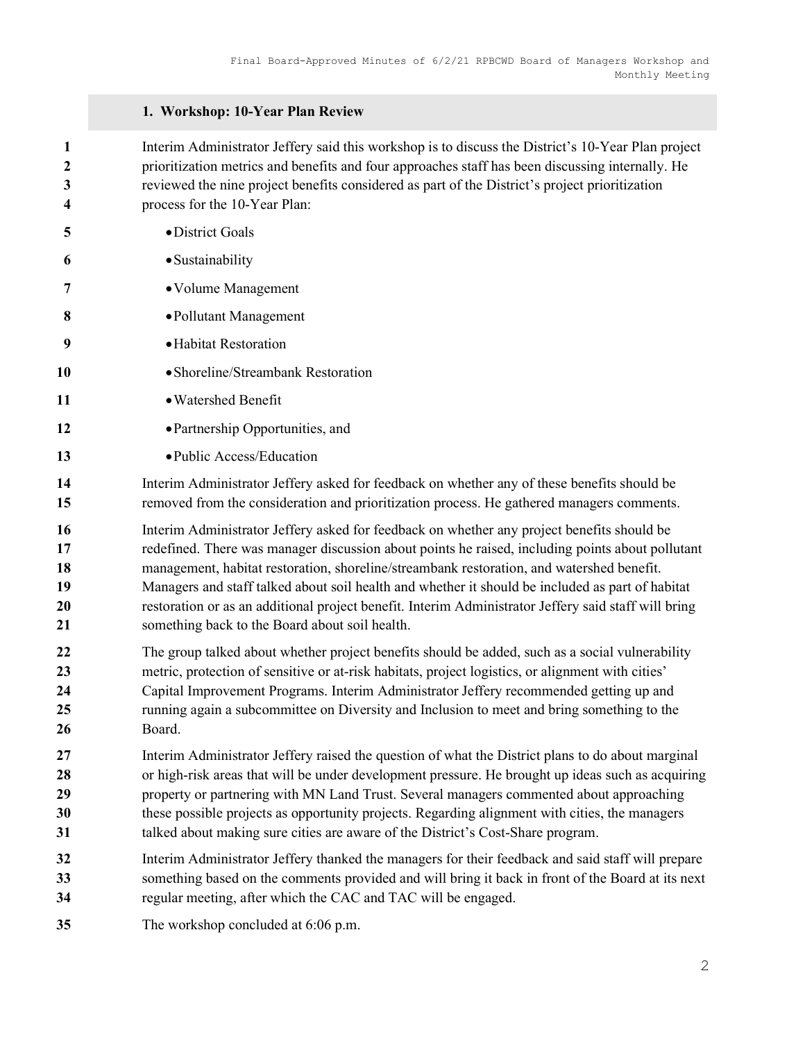## 1. Workshop: 10-Year Plan Review

Interim Administrator Jeffery said this workshop is to discuss the District's 10-Year Plan project prioritization metrics and benefits and four approaches staff has been discussing internally. He reviewed the nine project benefits considered as part of the District's project prioritization process for the 10-Year Plan:

- District Goals
- Sustainability
- Volume Management
- Pollutant Management
- Habitat Restoration
- Shoreline/Streambank Restoration
- Watershed Benefit
- Partnership Opportunities, and
- Public Access/Education

Interim Administrator Jeffery asked for feedback on whether any of these benefits should be removed from the consideration and prioritization process. He gathered managers comments.

Interim Administrator Jeffery asked for feedback on whether any project benefits should be redefined. There was manager discussion about points he raised, including points about pollutant management, habitat restoration, shoreline/streambank restoration, and watershed benefit. Managers and staff talked about soil health and whether it should be included as part of habitat restoration or as an additional project benefit. Interim Administrator Jeffery said staff will bring something back to the Board about soil health.

The group talked about whether project benefits should be added, such as a social vulnerability metric, protection of sensitive or at-risk habitats, project logistics, or alignment with cities' Capital Improvement Programs. Interim Administrator Jeffery recommended getting up and running again a subcommittee on Diversity and Inclusion to meet and bring something to the Board.

Interim Administrator Jeffery raised the question of what the District plans to do about marginal or high-risk areas that will be under development pressure. He brought up ideas such as acquiring property or partnering with MN Land Trust. Several managers commented about approaching these possible projects as opportunity projects. Regarding alignment with cities, the managers talked about making sure cities are aware of the District's Cost-Share program.

Interim Administrator Jeffery thanked the managers for their feedback and said staff will prepare something based on the comments provided and will bring it back in front of the Board at its next regular meeting, after which the CAC and TAC will be engaged.

The workshop concluded at 6:06 p.m.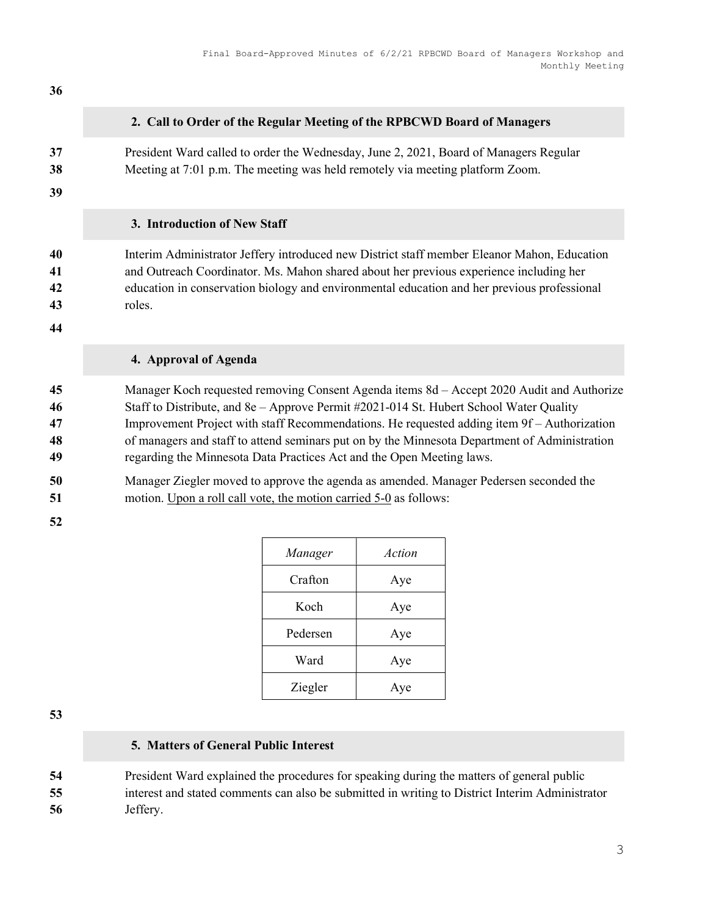## 2. Call to Order of the Regular Meeting of the RPBCWD Board of Managers

President Ward called to order the Wednesday, June 2, 2021, Board of Managers Regular Meeting at 7:01 p.m. The meeting was held remotely via meeting platform Zoom.

## 3. Introduction of New Staff

Interim Administrator Jeffery introduced new District staff member Eleanor Mahon, Education and Outreach Coordinator. Ms. Mahon shared about her previous experience including her education in conservation biology and environmental education and her previous professional roles.

## 4. Approval of Agenda

Manager Koch requested removing Consent Agenda items 8d – Accept 2020 Audit and Authorize Staff to Distribute, and 8e – Approve Permit #2021-014 St. Hubert School Water Quality Improvement Project with staff Recommendations. He requested adding item 9f – Authorization of managers and staff to attend seminars put on by the Minnesota Department of Administration regarding the Minnesota Data Practices Act and the Open Meeting laws.

Manager Ziegler moved to approve the agenda as amended. Manager Pedersen seconded the motion. Upon a roll call vote, the motion carried 5-0 as follows:

| *Manager* | *Action* |
|---|---|
| Crafton | Aye |
| Koch | Aye |
| Pedersen | Aye |
| Ward | Aye |
| Ziegler | Aye |

## 5. Matters of General Public Interest

President Ward explained the procedures for speaking during the matters of general public interest and stated comments can also be submitted in writing to District Interim Administrator Jeffery.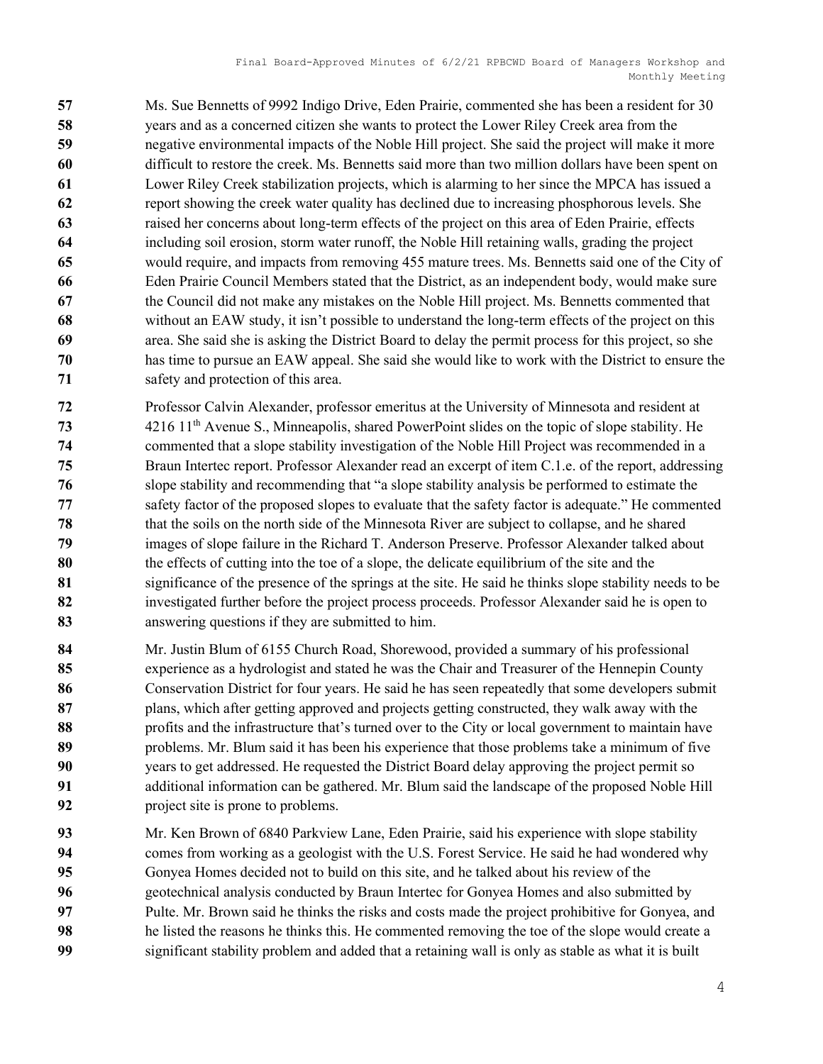Ms. Sue Bennetts of 9992 Indigo Drive, Eden Prairie, commented she has been a resident for 30 years and as a concerned citizen she wants to protect the Lower Riley Creek area from the negative environmental impacts of the Noble Hill project. She said the project will make it more difficult to restore the creek. Ms. Bennetts said more than two million dollars have been spent on Lower Riley Creek stabilization projects, which is alarming to her since the MPCA has issued a report showing the creek water quality has declined due to increasing phosphorous levels. She raised her concerns about long-term effects of the project on this area of Eden Prairie, effects including soil erosion, storm water runoff, the Noble Hill retaining walls, grading the project would require, and impacts from removing 455 mature trees. Ms. Bennetts said one of the City of Eden Prairie Council Members stated that the District, as an independent body, would make sure the Council did not make any mistakes on the Noble Hill project. Ms. Bennetts commented that without an EAW study, it isn't possible to understand the long-term effects of the project on this area. She said she is asking the District Board to delay the permit process for this project, so she has time to pursue an EAW appeal. She said she would like to work with the District to ensure the safety and protection of this area.

Professor Calvin Alexander, professor emeritus at the University of Minnesota and resident at 4216 11th Avenue S., Minneapolis, shared PowerPoint slides on the topic of slope stability. He commented that a slope stability investigation of the Noble Hill Project was recommended in a Braun Intertec report. Professor Alexander read an excerpt of item C.1.e. of the report, addressing slope stability and recommending that "a slope stability analysis be performed to estimate the safety factor of the proposed slopes to evaluate that the safety factor is adequate." He commented that the soils on the north side of the Minnesota River are subject to collapse, and he shared images of slope failure in the Richard T. Anderson Preserve. Professor Alexander talked about the effects of cutting into the toe of a slope, the delicate equilibrium of the site and the significance of the presence of the springs at the site. He said he thinks slope stability needs to be investigated further before the project process proceeds. Professor Alexander said he is open to answering questions if they are submitted to him.

Mr. Justin Blum of 6155 Church Road, Shorewood, provided a summary of his professional experience as a hydrologist and stated he was the Chair and Treasurer of the Hennepin County Conservation District for four years. He said he has seen repeatedly that some developers submit plans, which after getting approved and projects getting constructed, they walk away with the profits and the infrastructure that's turned over to the City or local government to maintain have problems. Mr. Blum said it has been his experience that those problems take a minimum of five years to get addressed. He requested the District Board delay approving the project permit so additional information can be gathered. Mr. Blum said the landscape of the proposed Noble Hill project site is prone to problems.

Mr. Ken Brown of 6840 Parkview Lane, Eden Prairie, said his experience with slope stability comes from working as a geologist with the U.S. Forest Service. He said he had wondered why Gonyea Homes decided not to build on this site, and he talked about his review of the geotechnical analysis conducted by Braun Intertec for Gonyea Homes and also submitted by Pulte. Mr. Brown said he thinks the risks and costs made the project prohibitive for Gonyea, and he listed the reasons he thinks this. He commented removing the toe of the slope would create a significant stability problem and added that a retaining wall is only as stable as what it is built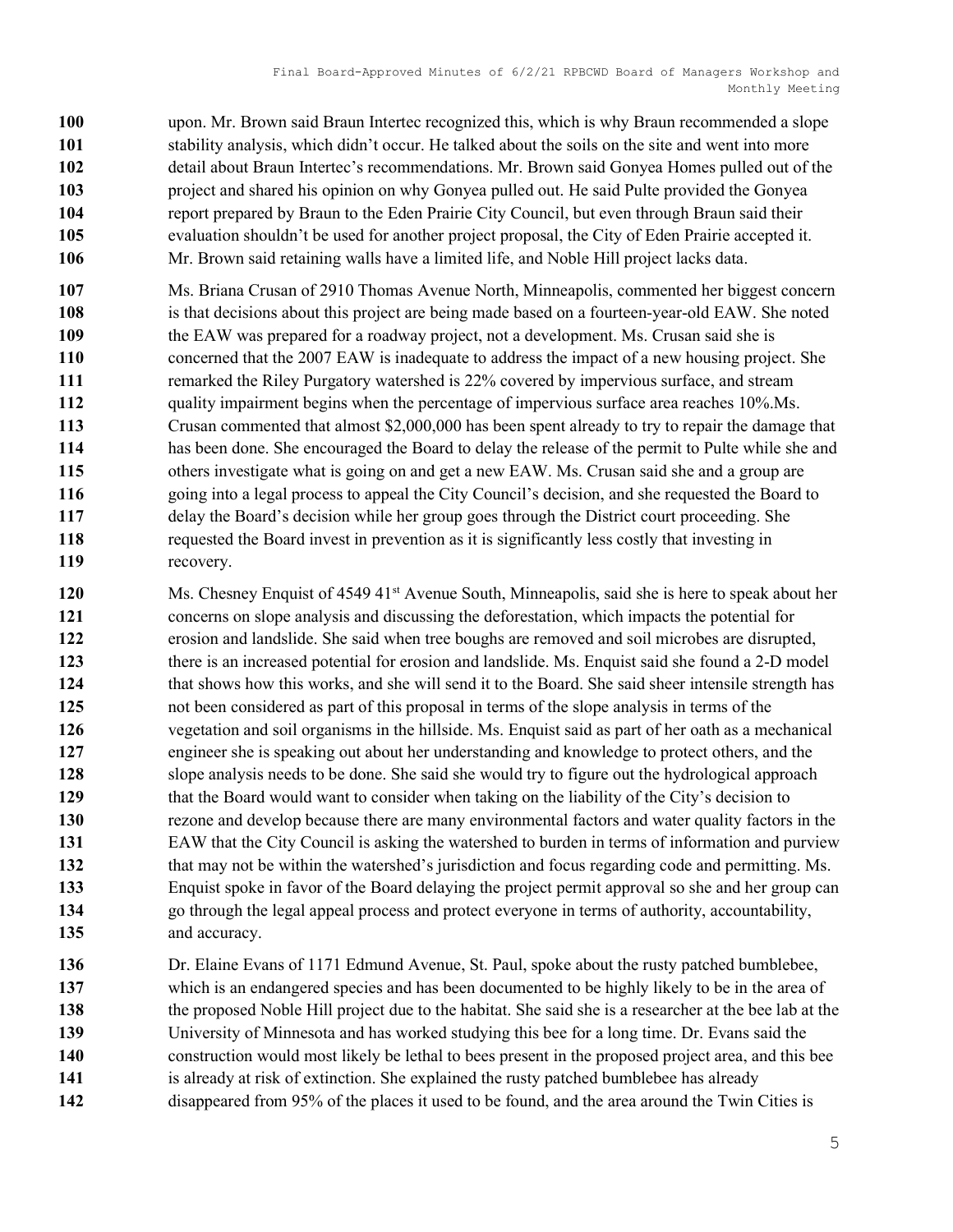upon. Mr. Brown said Braun Intertec recognized this, which is why Braun recommended a slope stability analysis, which didn't occur. He talked about the soils on the site and went into more detail about Braun Intertec's recommendations. Mr. Brown said Gonyea Homes pulled out of the project and shared his opinion on why Gonyea pulled out. He said Pulte provided the Gonyea report prepared by Braun to the Eden Prairie City Council, but even through Braun said their evaluation shouldn't be used for another project proposal, the City of Eden Prairie accepted it. Mr. Brown said retaining walls have a limited life, and Noble Hill project lacks data.

Ms. Briana Crusan of 2910 Thomas Avenue North, Minneapolis, commented her biggest concern is that decisions about this project are being made based on a fourteen-year-old EAW. She noted the EAW was prepared for a roadway project, not a development. Ms. Crusan said she is concerned that the 2007 EAW is inadequate to address the impact of a new housing project. She remarked the Riley Purgatory watershed is 22% covered by impervious surface, and stream quality impairment begins when the percentage of impervious surface area reaches 10%.Ms. Crusan commented that almost $2,000,000 has been spent already to try to repair the damage that has been done. She encouraged the Board to delay the release of the permit to Pulte while she and others investigate what is going on and get a new EAW. Ms. Crusan said she and a group are going into a legal process to appeal the City Council's decision, and she requested the Board to delay the Board's decision while her group goes through the District court proceeding. She requested the Board invest in prevention as it is significantly less costly that investing in recovery.

Ms. Chesney Enquist of 4549 41st Avenue South, Minneapolis, said she is here to speak about her concerns on slope analysis and discussing the deforestation, which impacts the potential for erosion and landslide. She said when tree boughs are removed and soil microbes are disrupted, there is an increased potential for erosion and landslide. Ms. Enquist said she found a 2-D model that shows how this works, and she will send it to the Board. She said sheer intensile strength has not been considered as part of this proposal in terms of the slope analysis in terms of the vegetation and soil organisms in the hillside. Ms. Enquist said as part of her oath as a mechanical engineer she is speaking out about her understanding and knowledge to protect others, and the slope analysis needs to be done. She said she would try to figure out the hydrological approach that the Board would want to consider when taking on the liability of the City's decision to rezone and develop because there are many environmental factors and water quality factors in the EAW that the City Council is asking the watershed to burden in terms of information and purview that may not be within the watershed's jurisdiction and focus regarding code and permitting. Ms. Enquist spoke in favor of the Board delaying the project permit approval so she and her group can go through the legal appeal process and protect everyone in terms of authority, accountability, and accuracy.

Dr. Elaine Evans of 1171 Edmund Avenue, St. Paul, spoke about the rusty patched bumblebee, which is an endangered species and has been documented to be highly likely to be in the area of the proposed Noble Hill project due to the habitat. She said she is a researcher at the bee lab at the University of Minnesota and has worked studying this bee for a long time. Dr. Evans said the construction would most likely be lethal to bees present in the proposed project area, and this bee is already at risk of extinction. She explained the rusty patched bumblebee has already disappeared from 95% of the places it used to be found, and the area around the Twin Cities is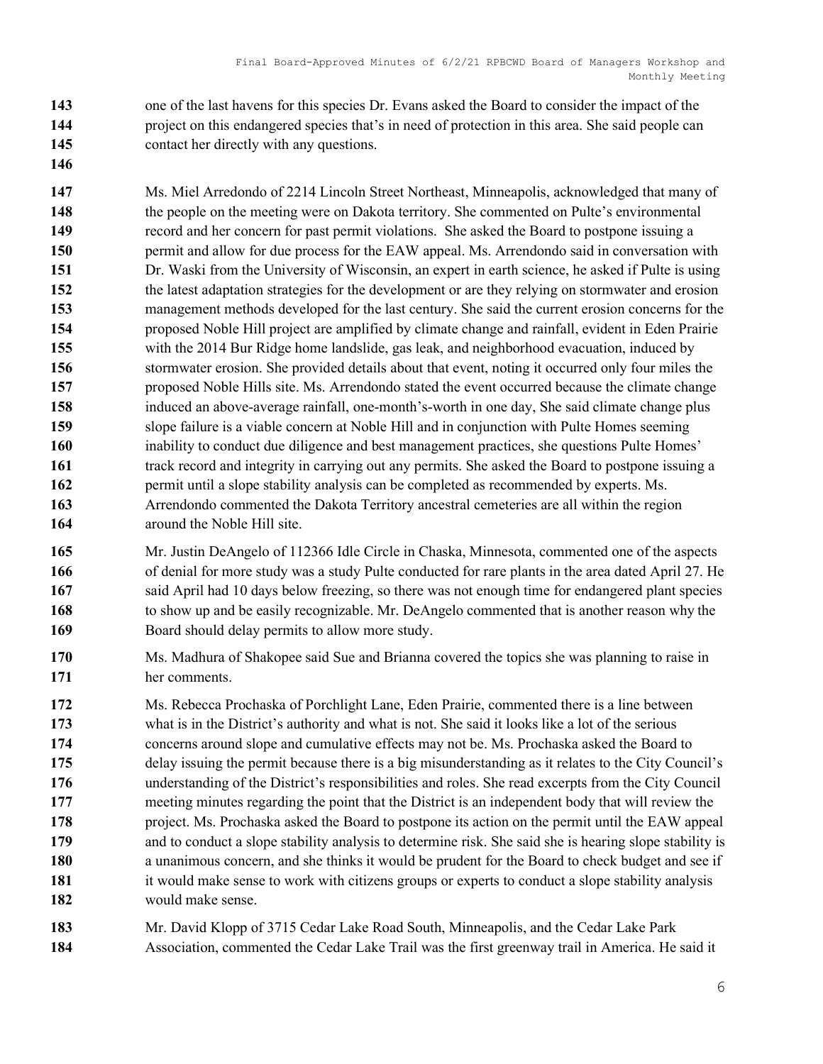one of the last havens for this species Dr. Evans asked the Board to consider the impact of the project on this endangered species that's in need of protection in this area. She said people can contact her directly with any questions.

Ms. Miel Arredondo of 2214 Lincoln Street Northeast, Minneapolis, acknowledged that many of the people on the meeting were on Dakota territory. She commented on Pulte's environmental record and her concern for past permit violations. She asked the Board to postpone issuing a permit and allow for due process for the EAW appeal. Ms. Arrendondo said in conversation with Dr. Waski from the University of Wisconsin, an expert in earth science, he asked if Pulte is using the latest adaptation strategies for the development or are they relying on stormwater and erosion management methods developed for the last century. She said the current erosion concerns for the proposed Noble Hill project are amplified by climate change and rainfall, evident in Eden Prairie with the 2014 Bur Ridge home landslide, gas leak, and neighborhood evacuation, induced by stormwater erosion. She provided details about that event, noting it occurred only four miles the proposed Noble Hills site. Ms. Arrendondo stated the event occurred because the climate change induced an above-average rainfall, one-month's-worth in one day, She said climate change plus slope failure is a viable concern at Noble Hill and in conjunction with Pulte Homes seeming inability to conduct due diligence and best management practices, she questions Pulte Homes' track record and integrity in carrying out any permits. She asked the Board to postpone issuing a permit until a slope stability analysis can be completed as recommended by experts. Ms. Arrendondo commented the Dakota Territory ancestral cemeteries are all within the region around the Noble Hill site.

Mr. Justin DeAngelo of 112366 Idle Circle in Chaska, Minnesota, commented one of the aspects of denial for more study was a study Pulte conducted for rare plants in the area dated April 27. He said April had 10 days below freezing, so there was not enough time for endangered plant species to show up and be easily recognizable. Mr. DeAngelo commented that is another reason why the Board should delay permits to allow more study.

Ms. Madhura of Shakopee said Sue and Brianna covered the topics she was planning to raise in her comments.

Ms. Rebecca Prochaska of Porchlight Lane, Eden Prairie, commented there is a line between what is in the District's authority and what is not. She said it looks like a lot of the serious concerns around slope and cumulative effects may not be. Ms. Prochaska asked the Board to delay issuing the permit because there is a big misunderstanding as it relates to the City Council's understanding of the District's responsibilities and roles. She read excerpts from the City Council meeting minutes regarding the point that the District is an independent body that will review the project. Ms. Prochaska asked the Board to postpone its action on the permit until the EAW appeal and to conduct a slope stability analysis to determine risk. She said she is hearing slope stability is a unanimous concern, and she thinks it would be prudent for the Board to check budget and see if it would make sense to work with citizens groups or experts to conduct a slope stability analysis would make sense.

Mr. David Klopp of 3715 Cedar Lake Road South, Minneapolis, and the Cedar Lake Park Association, commented the Cedar Lake Trail was the first greenway trail in America. He said it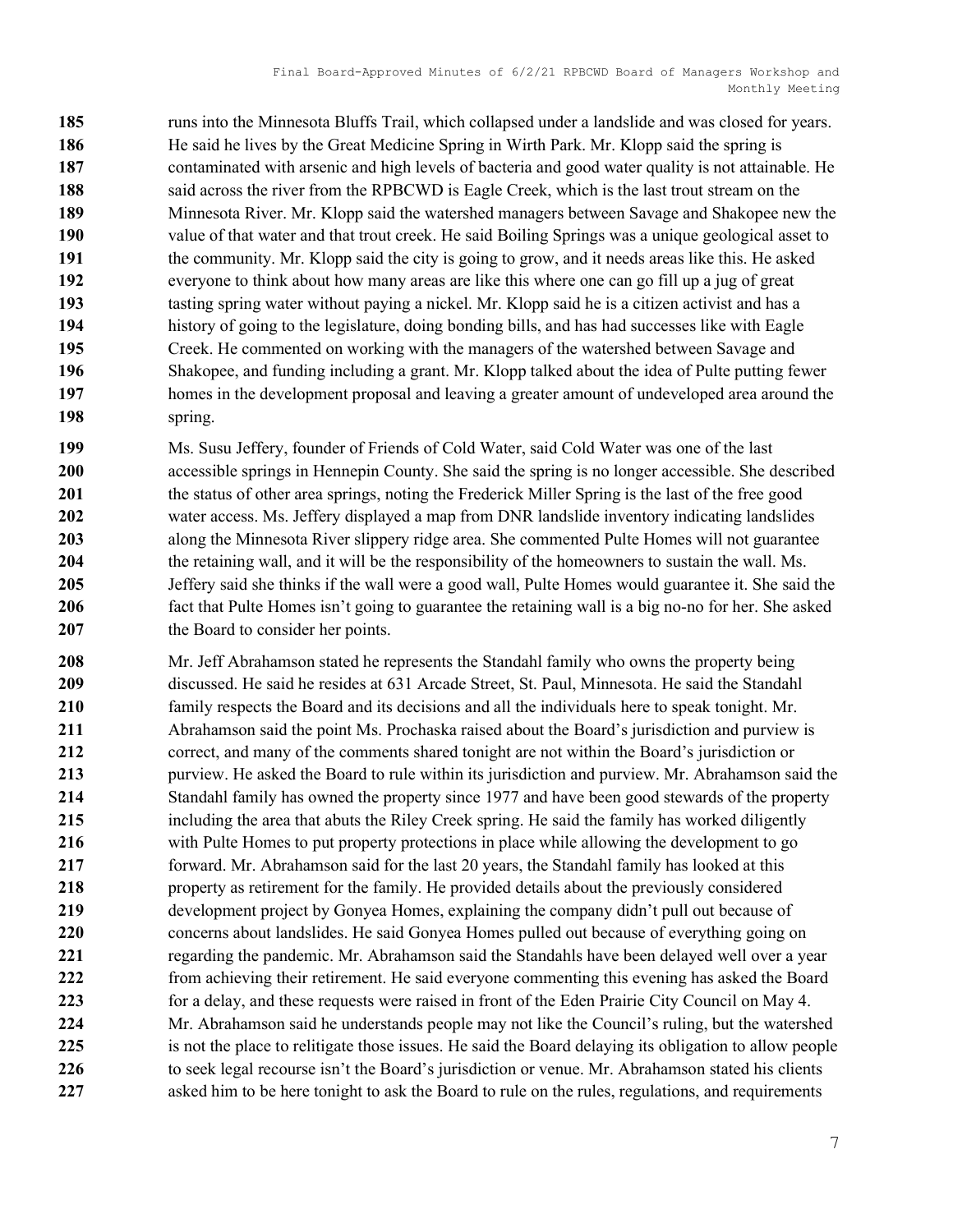runs into the Minnesota Bluffs Trail, which collapsed under a landslide and was closed for years. He said he lives by the Great Medicine Spring in Wirth Park. Mr. Klopp said the spring is contaminated with arsenic and high levels of bacteria and good water quality is not attainable. He said across the river from the RPBCWD is Eagle Creek, which is the last trout stream on the Minnesota River. Mr. Klopp said the watershed managers between Savage and Shakopee new the value of that water and that trout creek. He said Boiling Springs was a unique geological asset to the community. Mr. Klopp said the city is going to grow, and it needs areas like this. He asked everyone to think about how many areas are like this where one can go fill up a jug of great tasting spring water without paying a nickel. Mr. Klopp said he is a citizen activist and has a history of going to the legislature, doing bonding bills, and has had successes like with Eagle Creek. He commented on working with the managers of the watershed between Savage and Shakopee, and funding including a grant. Mr. Klopp talked about the idea of Pulte putting fewer homes in the development proposal and leaving a greater amount of undeveloped area around the spring.

Ms. Susu Jeffery, founder of Friends of Cold Water, said Cold Water was one of the last accessible springs in Hennepin County. She said the spring is no longer accessible. She described the status of other area springs, noting the Frederick Miller Spring is the last of the free good water access. Ms. Jeffery displayed a map from DNR landslide inventory indicating landslides along the Minnesota River slippery ridge area. She commented Pulte Homes will not guarantee the retaining wall, and it will be the responsibility of the homeowners to sustain the wall. Ms. Jeffery said she thinks if the wall were a good wall, Pulte Homes would guarantee it. She said the fact that Pulte Homes isn't going to guarantee the retaining wall is a big no-no for her. She asked the Board to consider her points.

Mr. Jeff Abrahamson stated he represents the Standahl family who owns the property being discussed. He said he resides at 631 Arcade Street, St. Paul, Minnesota. He said the Standahl family respects the Board and its decisions and all the individuals here to speak tonight. Mr. Abrahamson said the point Ms. Prochaska raised about the Board's jurisdiction and purview is correct, and many of the comments shared tonight are not within the Board's jurisdiction or purview. He asked the Board to rule within its jurisdiction and purview. Mr. Abrahamson said the Standahl family has owned the property since 1977 and have been good stewards of the property including the area that abuts the Riley Creek spring. He said the family has worked diligently with Pulte Homes to put property protections in place while allowing the development to go forward. Mr. Abrahamson said for the last 20 years, the Standahl family has looked at this property as retirement for the family. He provided details about the previously considered development project by Gonyea Homes, explaining the company didn't pull out because of concerns about landslides. He said Gonyea Homes pulled out because of everything going on regarding the pandemic. Mr. Abrahamson said the Standahls have been delayed well over a year from achieving their retirement. He said everyone commenting this evening has asked the Board for a delay, and these requests were raised in front of the Eden Prairie City Council on May 4. Mr. Abrahamson said he understands people may not like the Council's ruling, but the watershed is not the place to relitigate those issues. He said the Board delaying its obligation to allow people to seek legal recourse isn't the Board's jurisdiction or venue. Mr. Abrahamson stated his clients asked him to be here tonight to ask the Board to rule on the rules, regulations, and requirements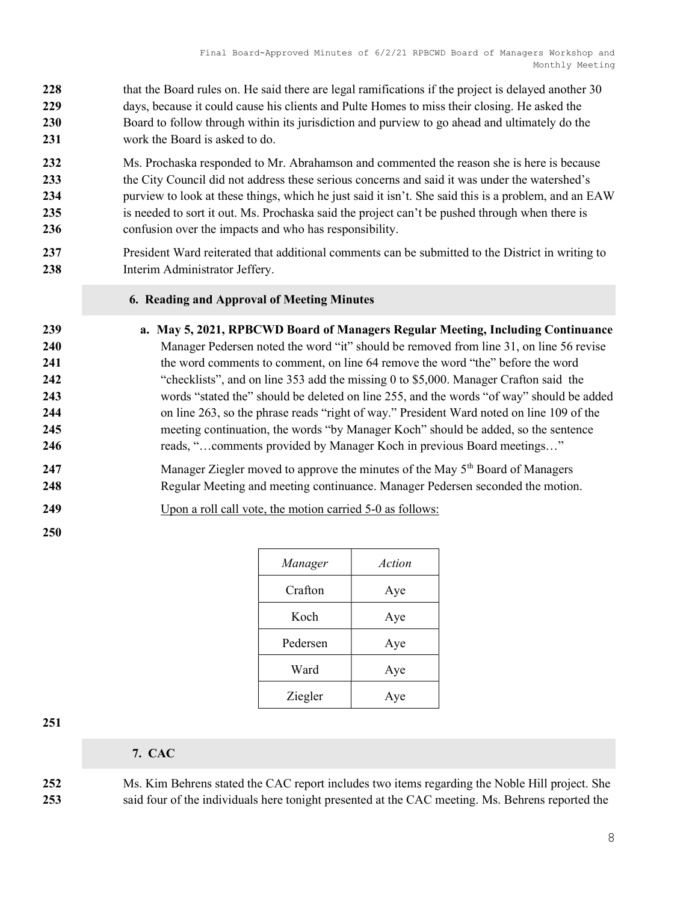that the Board rules on. He said there are legal ramifications if the project is delayed another 30 days, because it could cause his clients and Pulte Homes to miss their closing. He asked the Board to follow through within its jurisdiction and purview to go ahead and ultimately do the work the Board is asked to do.

Ms. Prochaska responded to Mr. Abrahamson and commented the reason she is here is because the City Council did not address these serious concerns and said it was under the watershed's purview to look at these things, which he just said it isn't. She said this is a problem, and an EAW is needed to sort it out. Ms. Prochaska said the project can't be pushed through when there is confusion over the impacts and who has responsibility.

President Ward reiterated that additional comments can be submitted to the District in writing to Interim Administrator Jeffery.

## 6. Reading and Approval of Meeting Minutes

**a. May 5, 2021, RPBCWD Board of Managers Regular Meeting, Including Continuance**

Manager Pedersen noted the word "it" should be removed from line 31, on line 56 revise the word comments to comment, on line 64 remove the word "the" before the word "checklists", and on line 353 add the missing 0 to $5,000. Manager Crafton said the words "stated the" should be deleted on line 255, and the words "of way" should be added on line 263, so the phrase reads "right of way." President Ward noted on line 109 of the meeting continuation, the words "by Manager Koch" should be added, so the sentence reads, "…comments provided by Manager Koch in previous Board meetings…"

Manager Ziegler moved to approve the minutes of the May 5th Board of Managers Regular Meeting and meeting continuance. Manager Pedersen seconded the motion.

Upon a roll call vote, the motion carried 5-0 as follows:

| *Manager* | *Action* |
|---|---|
| Crafton | Aye |
| Koch | Aye |
| Pedersen | Aye |
| Ward | Aye |
| Ziegler | Aye |

## 7. CAC

Ms. Kim Behrens stated the CAC report includes two items regarding the Noble Hill project. She said four of the individuals here tonight presented at the CAC meeting. Ms. Behrens reported the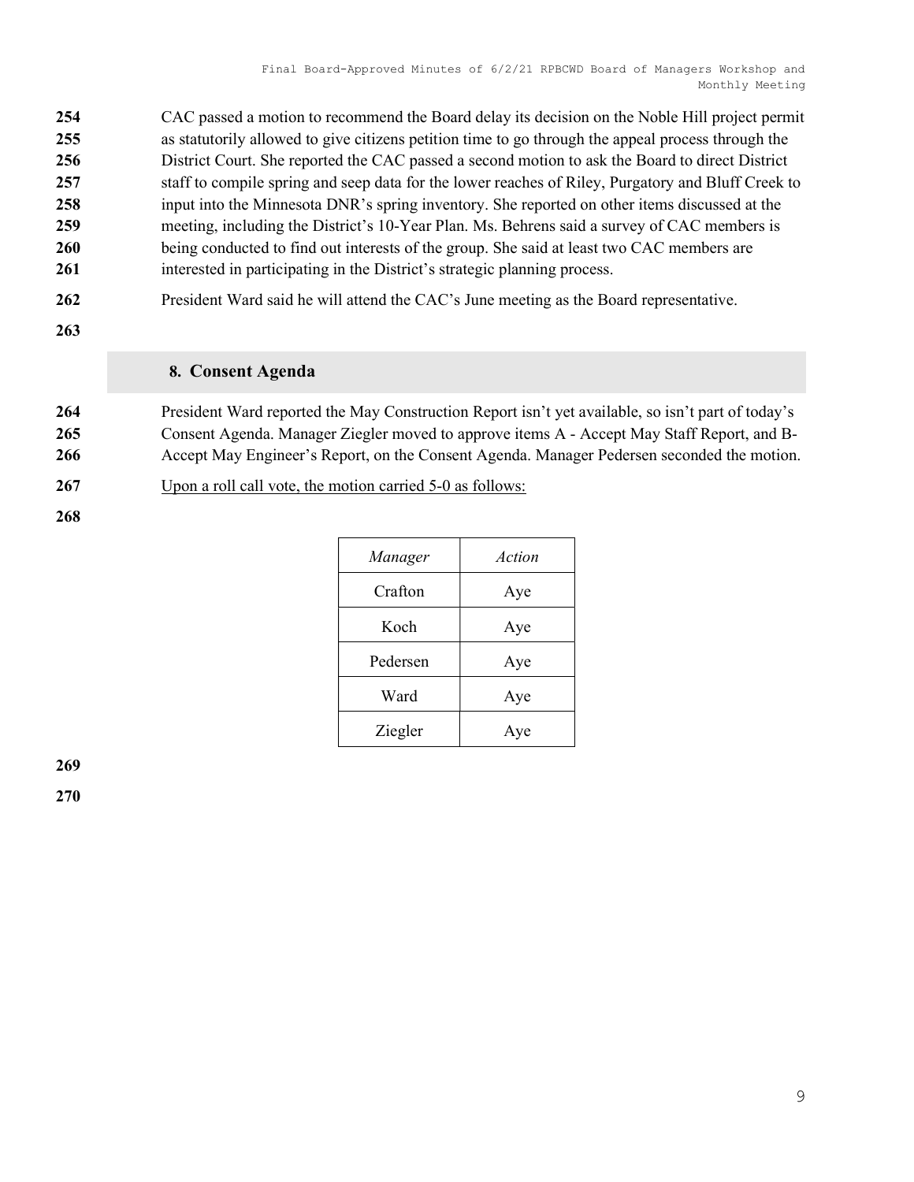CAC passed a motion to recommend the Board delay its decision on the Noble Hill project permit as statutorily allowed to give citizens petition time to go through the appeal process through the District Court. She reported the CAC passed a second motion to ask the Board to direct District staff to compile spring and seep data for the lower reaches of Riley, Purgatory and Bluff Creek to input into the Minnesota DNR's spring inventory. She reported on other items discussed at the meeting, including the District's 10-Year Plan. Ms. Behrens said a survey of CAC members is being conducted to find out interests of the group. She said at least two CAC members are interested in participating in the District's strategic planning process.

President Ward said he will attend the CAC's June meeting as the Board representative.

## 8. Consent Agenda

President Ward reported the May Construction Report isn't yet available, so isn't part of today's Consent Agenda. Manager Ziegler moved to approve items A - Accept May Staff Report, and B- Accept May Engineer's Report, on the Consent Agenda. Manager Pedersen seconded the motion.

Upon a roll call vote, the motion carried 5-0 as follows:

| *Manager* | *Action* |
|---|---|
| Crafton | Aye |
| Koch | Aye |
| Pedersen | Aye |
| Ward | Aye |
| Ziegler | Aye |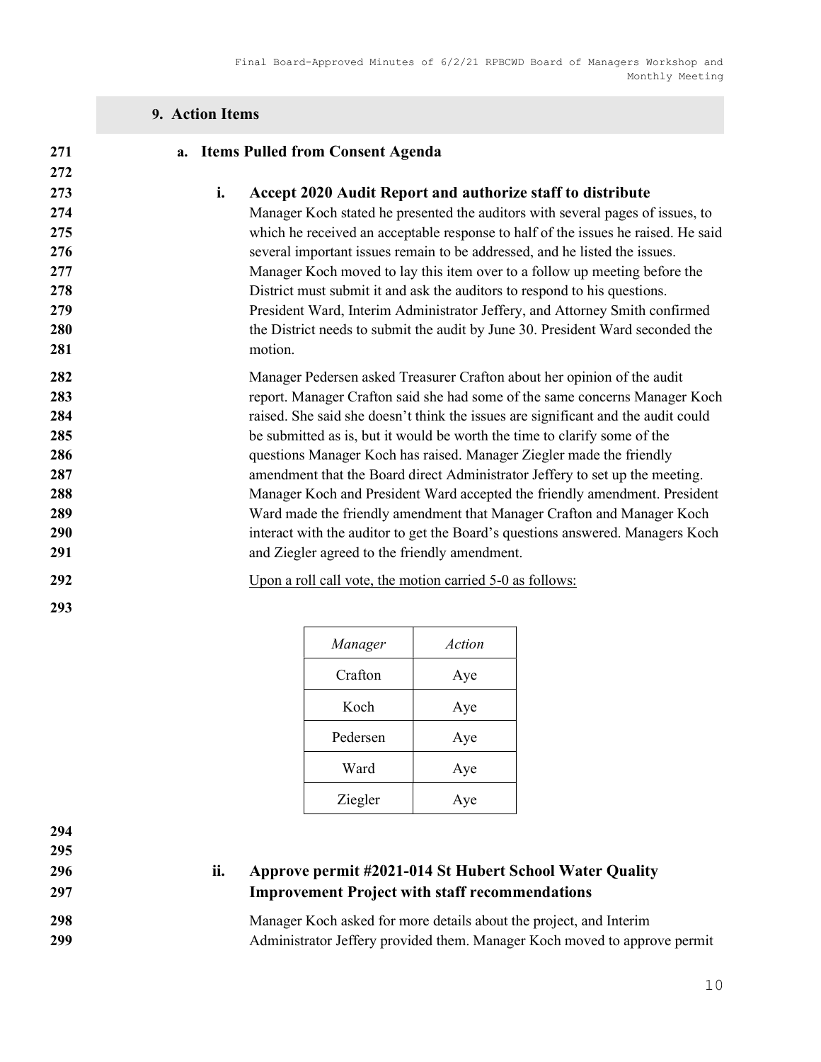## 9. Action Items

### a. Items Pulled from Consent Agenda

#### i. Accept 2020 Audit Report and authorize staff to distribute

Manager Koch stated he presented the auditors with several pages of issues, to which he received an acceptable response to half of the issues he raised. He said several important issues remain to be addressed, and he listed the issues. Manager Koch moved to lay this item over to a follow up meeting before the District must submit it and ask the auditors to respond to his questions. President Ward, Interim Administrator Jeffery, and Attorney Smith confirmed the District needs to submit the audit by June 30. President Ward seconded the motion.

Manager Pedersen asked Treasurer Crafton about her opinion of the audit report. Manager Crafton said she had some of the same concerns Manager Koch raised. She said she doesn't think the issues are significant and the audit could be submitted as is, but it would be worth the time to clarify some of the questions Manager Koch has raised. Manager Ziegler made the friendly amendment that the Board direct Administrator Jeffery to set up the meeting. Manager Koch and President Ward accepted the friendly amendment. President Ward made the friendly amendment that Manager Crafton and Manager Koch interact with the auditor to get the Board's questions answered. Managers Koch and Ziegler agreed to the friendly amendment.

Upon a roll call vote, the motion carried 5-0 as follows:

| *Manager* | *Action* |
|---|---|
| Crafton | Aye |
| Koch | Aye |
| Pedersen | Aye |
| Ward | Aye |
| Ziegler | Aye |

#### ii. Approve permit #2021-014 St Hubert School Water Quality Improvement Project with staff recommendations

Manager Koch asked for more details about the project, and Interim Administrator Jeffery provided them. Manager Koch moved to approve permit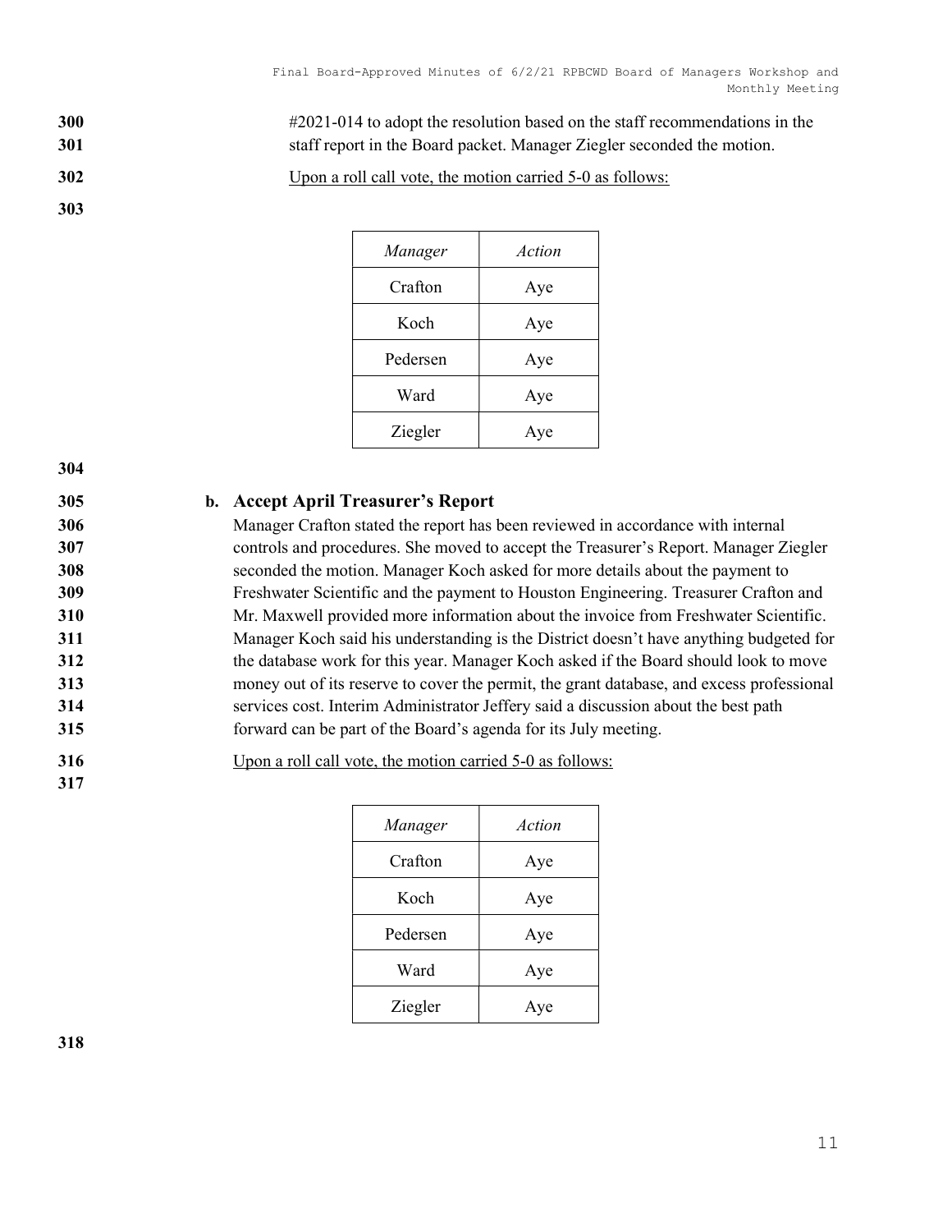#2021-014 to adopt the resolution based on the staff recommendations in the staff report in the Board packet. Manager Ziegler seconded the motion.

Upon a roll call vote, the motion carried 5-0 as follows:

| *Manager* | *Action* |
|---|---|
| Crafton | Aye |
| Koch | Aye |
| Pedersen | Aye |
| Ward | Aye |
| Ziegler | Aye |

**b. Accept April Treasurer's Report**

Manager Crafton stated the report has been reviewed in accordance with internal controls and procedures. She moved to accept the Treasurer's Report. Manager Ziegler seconded the motion. Manager Koch asked for more details about the payment to Freshwater Scientific and the payment to Houston Engineering. Treasurer Crafton and Mr. Maxwell provided more information about the invoice from Freshwater Scientific. Manager Koch said his understanding is the District doesn't have anything budgeted for the database work for this year. Manager Koch asked if the Board should look to move money out of its reserve to cover the permit, the grant database, and excess professional services cost. Interim Administrator Jeffery said a discussion about the best path forward can be part of the Board's agenda for its July meeting.

Upon a roll call vote, the motion carried 5-0 as follows:

| *Manager* | *Action* |
|---|---|
| Crafton | Aye |
| Koch | Aye |
| Pedersen | Aye |
| Ward | Aye |
| Ziegler | Aye |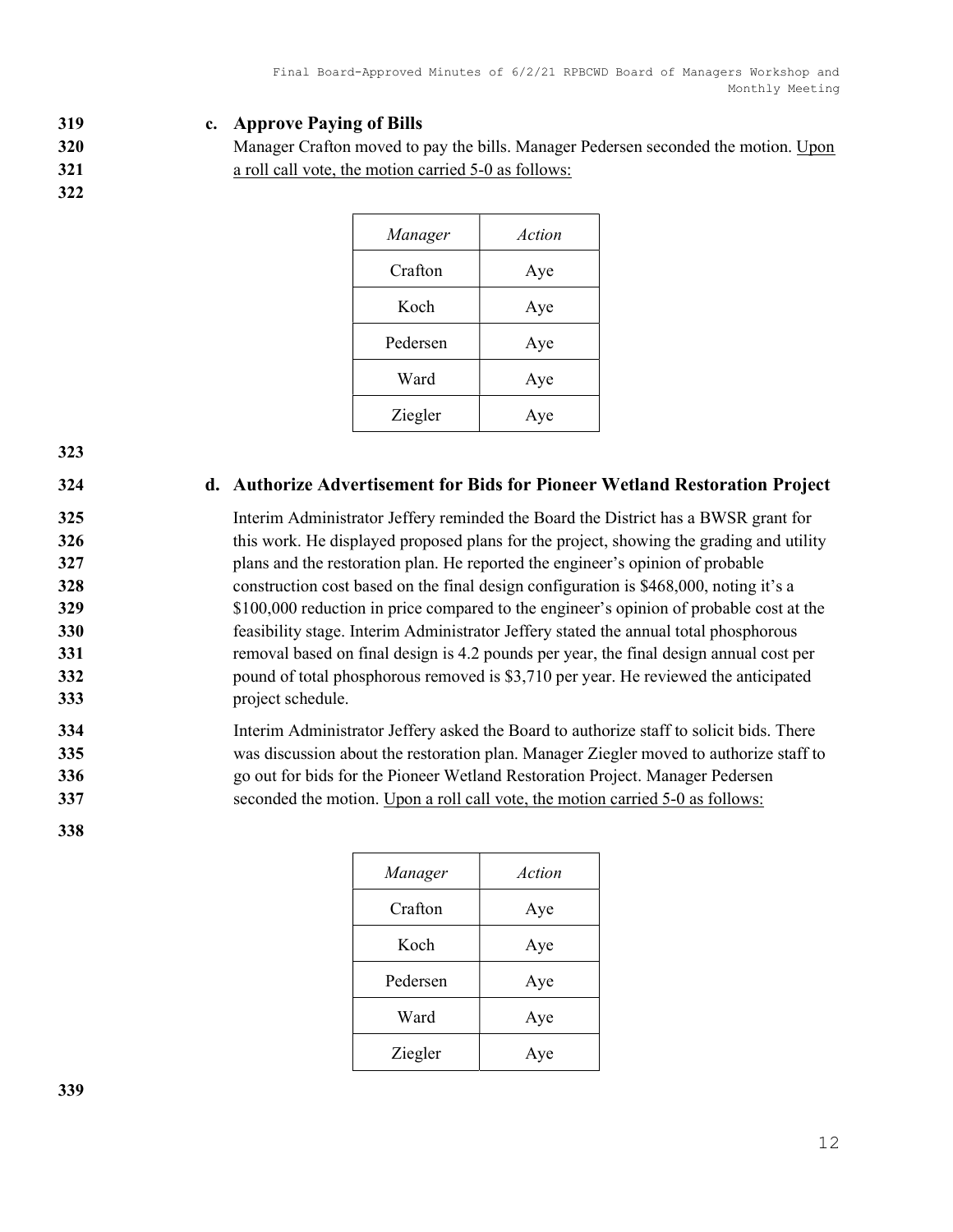**c. Approve Paying of Bills**

Manager Crafton moved to pay the bills. Manager Pedersen seconded the motion. Upon a roll call vote, the motion carried 5-0 as follows:

| *Manager* | *Action* |
|---|---|
| Crafton | Aye |
| Koch | Aye |
| Pedersen | Aye |
| Ward | Aye |
| Ziegler | Aye |

**d. Authorize Advertisement for Bids for Pioneer Wetland Restoration Project**

Interim Administrator Jeffery reminded the Board the District has a BWSR grant for this work. He displayed proposed plans for the project, showing the grading and utility plans and the restoration plan. He reported the engineer's opinion of probable construction cost based on the final design configuration is $468,000, noting it's a $100,000 reduction in price compared to the engineer's opinion of probable cost at the feasibility stage. Interim Administrator Jeffery stated the annual total phosphorous removal based on final design is 4.2 pounds per year, the final design annual cost per pound of total phosphorous removed is $3,710 per year. He reviewed the anticipated project schedule.

Interim Administrator Jeffery asked the Board to authorize staff to solicit bids. There was discussion about the restoration plan. Manager Ziegler moved to authorize staff to go out for bids for the Pioneer Wetland Restoration Project. Manager Pedersen seconded the motion. Upon a roll call vote, the motion carried 5-0 as follows:

| *Manager* | *Action* |
|---|---|
| Crafton | Aye |
| Koch | Aye |
| Pedersen | Aye |
| Ward | Aye |
| Ziegler | Aye |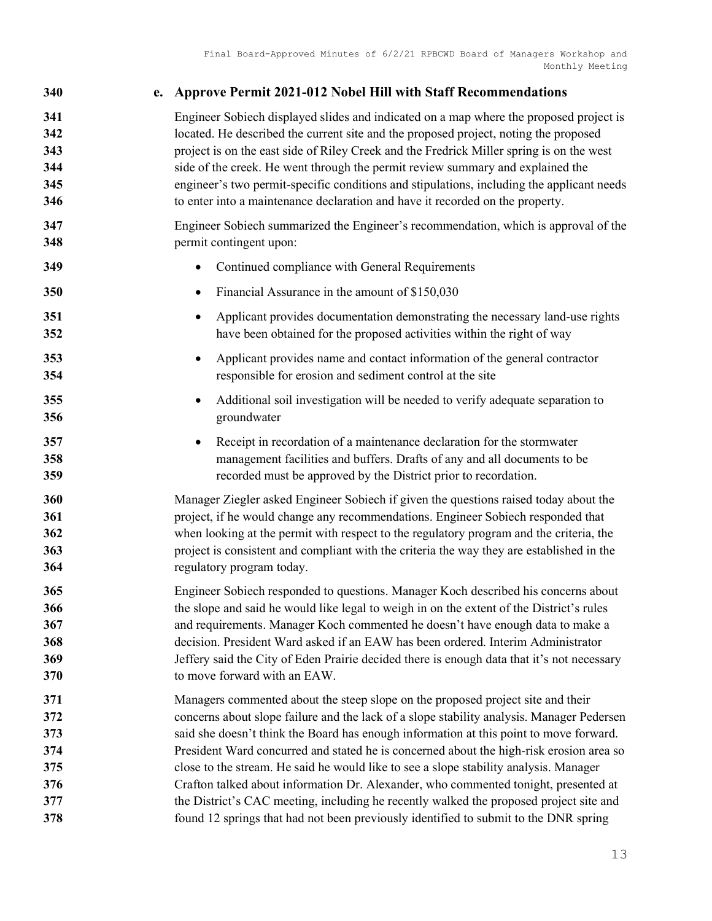### e. Approve Permit 2021-012 Nobel Hill with Staff Recommendations

Engineer Sobiech displayed slides and indicated on a map where the proposed project is located. He described the current site and the proposed project, noting the proposed project is on the east side of Riley Creek and the Fredrick Miller spring is on the west side of the creek. He went through the permit review summary and explained the engineer's two permit-specific conditions and stipulations, including the applicant needs to enter into a maintenance declaration and have it recorded on the property.

Engineer Sobiech summarized the Engineer's recommendation, which is approval of the permit contingent upon:

- Continued compliance with General Requirements
- Financial Assurance in the amount of $150,030
- Applicant provides documentation demonstrating the necessary land-use rights have been obtained for the proposed activities within the right of way
- Applicant provides name and contact information of the general contractor responsible for erosion and sediment control at the site
- Additional soil investigation will be needed to verify adequate separation to groundwater
- Receipt in recordation of a maintenance declaration for the stormwater management facilities and buffers. Drafts of any and all documents to be recorded must be approved by the District prior to recordation.

Manager Ziegler asked Engineer Sobiech if given the questions raised today about the project, if he would change any recommendations. Engineer Sobiech responded that when looking at the permit with respect to the regulatory program and the criteria, the project is consistent and compliant with the criteria the way they are established in the regulatory program today.

Engineer Sobiech responded to questions. Manager Koch described his concerns about the slope and said he would like legal to weigh in on the extent of the District's rules and requirements. Manager Koch commented he doesn't have enough data to make a decision. President Ward asked if an EAW has been ordered. Interim Administrator Jeffery said the City of Eden Prairie decided there is enough data that it's not necessary to move forward with an EAW.

Managers commented about the steep slope on the proposed project site and their concerns about slope failure and the lack of a slope stability analysis. Manager Pedersen said she doesn't think the Board has enough information at this point to move forward. President Ward concurred and stated he is concerned about the high-risk erosion area so close to the stream. He said he would like to see a slope stability analysis. Manager Crafton talked about information Dr. Alexander, who commented tonight, presented at the District's CAC meeting, including he recently walked the proposed project site and found 12 springs that had not been previously identified to submit to the DNR spring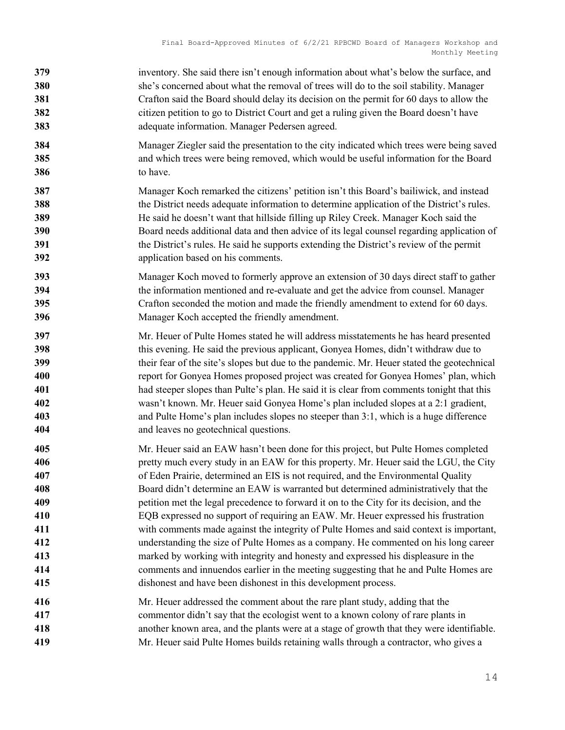inventory. She said there isn't enough information about what's below the surface, and she's concerned about what the removal of trees will do to the soil stability. Manager Crafton said the Board should delay its decision on the permit for 60 days to allow the citizen petition to go to District Court and get a ruling given the Board doesn't have adequate information. Manager Pedersen agreed.

Manager Ziegler said the presentation to the city indicated which trees were being saved and which trees were being removed, which would be useful information for the Board to have.

Manager Koch remarked the citizens' petition isn't this Board's bailiwick, and instead the District needs adequate information to determine application of the District's rules. He said he doesn't want that hillside filling up Riley Creek. Manager Koch said the Board needs additional data and then advice of its legal counsel regarding application of the District's rules. He said he supports extending the District's review of the permit application based on his comments.

Manager Koch moved to formerly approve an extension of 30 days direct staff to gather the information mentioned and re-evaluate and get the advice from counsel. Manager Crafton seconded the motion and made the friendly amendment to extend for 60 days. Manager Koch accepted the friendly amendment.

Mr. Heuer of Pulte Homes stated he will address misstatements he has heard presented this evening. He said the previous applicant, Gonyea Homes, didn't withdraw due to their fear of the site's slopes but due to the pandemic. Mr. Heuer stated the geotechnical report for Gonyea Homes proposed project was created for Gonyea Homes' plan, which had steeper slopes than Pulte's plan. He said it is clear from comments tonight that this wasn't known. Mr. Heuer said Gonyea Home's plan included slopes at a 2:1 gradient, and Pulte Home's plan includes slopes no steeper than 3:1, which is a huge difference and leaves no geotechnical questions.

Mr. Heuer said an EAW hasn't been done for this project, but Pulte Homes completed pretty much every study in an EAW for this property. Mr. Heuer said the LGU, the City of Eden Prairie, determined an EIS is not required, and the Environmental Quality Board didn't determine an EAW is warranted but determined administratively that the petition met the legal precedence to forward it on to the City for its decision, and the EQB expressed no support of requiring an EAW. Mr. Heuer expressed his frustration with comments made against the integrity of Pulte Homes and said context is important, understanding the size of Pulte Homes as a company. He commented on his long career marked by working with integrity and honesty and expressed his displeasure in the comments and innuendos earlier in the meeting suggesting that he and Pulte Homes are dishonest and have been dishonest in this development process.

Mr. Heuer addressed the comment about the rare plant study, adding that the commentor didn't say that the ecologist went to a known colony of rare plants in another known area, and the plants were at a stage of growth that they were identifiable. Mr. Heuer said Pulte Homes builds retaining walls through a contractor, who gives a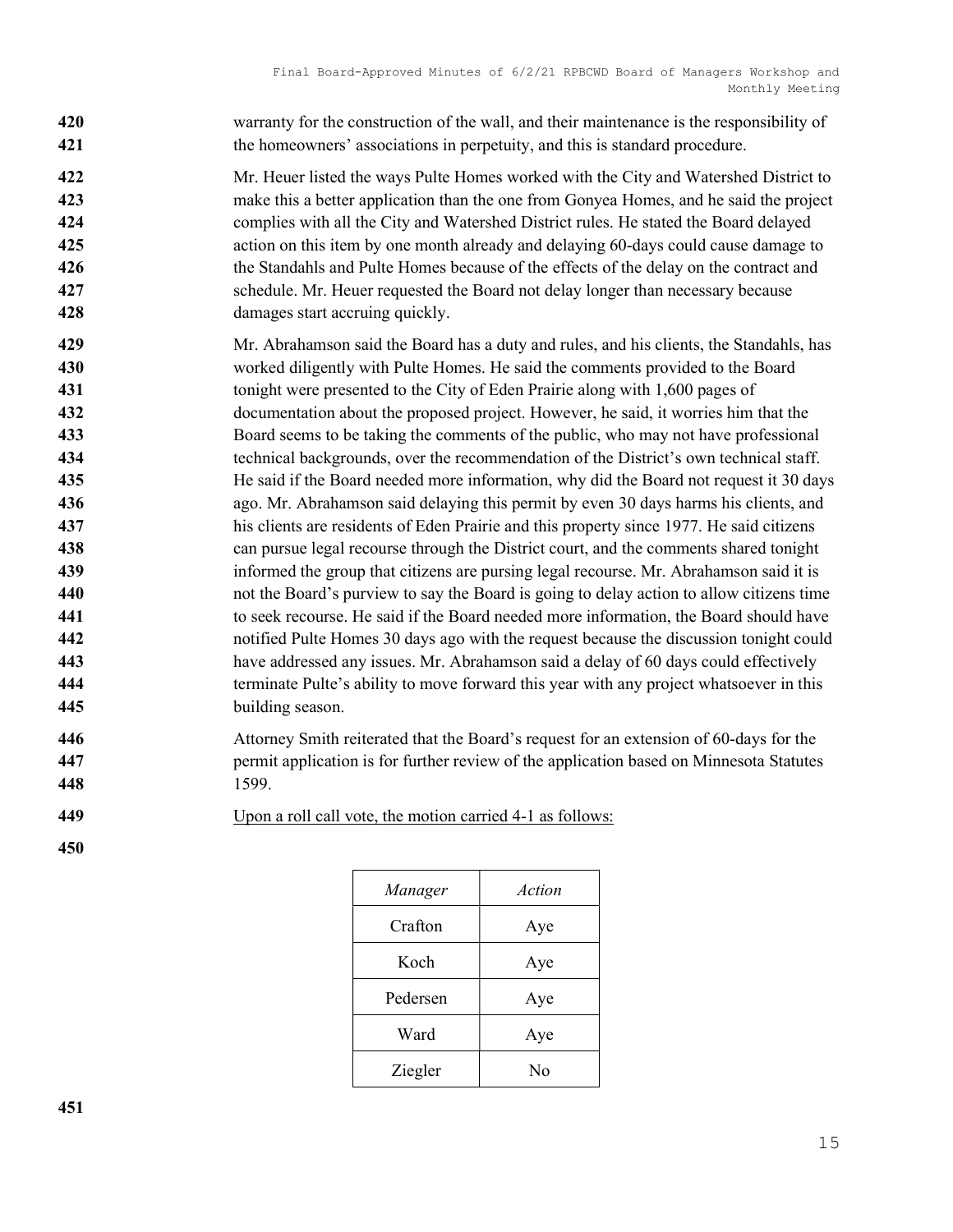warranty for the construction of the wall, and their maintenance is the responsibility of the homeowners' associations in perpetuity, and this is standard procedure.

Mr. Heuer listed the ways Pulte Homes worked with the City and Watershed District to make this a better application than the one from Gonyea Homes, and he said the project complies with all the City and Watershed District rules. He stated the Board delayed action on this item by one month already and delaying 60-days could cause damage to the Standahls and Pulte Homes because of the effects of the delay on the contract and schedule. Mr. Heuer requested the Board not delay longer than necessary because damages start accruing quickly.

Mr. Abrahamson said the Board has a duty and rules, and his clients, the Standahls, has worked diligently with Pulte Homes. He said the comments provided to the Board tonight were presented to the City of Eden Prairie along with 1,600 pages of documentation about the proposed project. However, he said, it worries him that the Board seems to be taking the comments of the public, who may not have professional technical backgrounds, over the recommendation of the District's own technical staff. He said if the Board needed more information, why did the Board not request it 30 days ago. Mr. Abrahamson said delaying this permit by even 30 days harms his clients, and his clients are residents of Eden Prairie and this property since 1977. He said citizens can pursue legal recourse through the District court, and the comments shared tonight informed the group that citizens are pursing legal recourse. Mr. Abrahamson said it is not the Board's purview to say the Board is going to delay action to allow citizens time to seek recourse. He said if the Board needed more information, the Board should have notified Pulte Homes 30 days ago with the request because the discussion tonight could have addressed any issues. Mr. Abrahamson said a delay of 60 days could effectively terminate Pulte's ability to move forward this year with any project whatsoever in this building season.

Attorney Smith reiterated that the Board's request for an extension of 60-days for the permit application is for further review of the application based on Minnesota Statutes 1599.

Upon a roll call vote, the motion carried 4-1 as follows:

| *Manager* | *Action* |
|---|---|
| Crafton | Aye |
| Koch | Aye |
| Pedersen | Aye |
| Ward | Aye |
| Ziegler | No |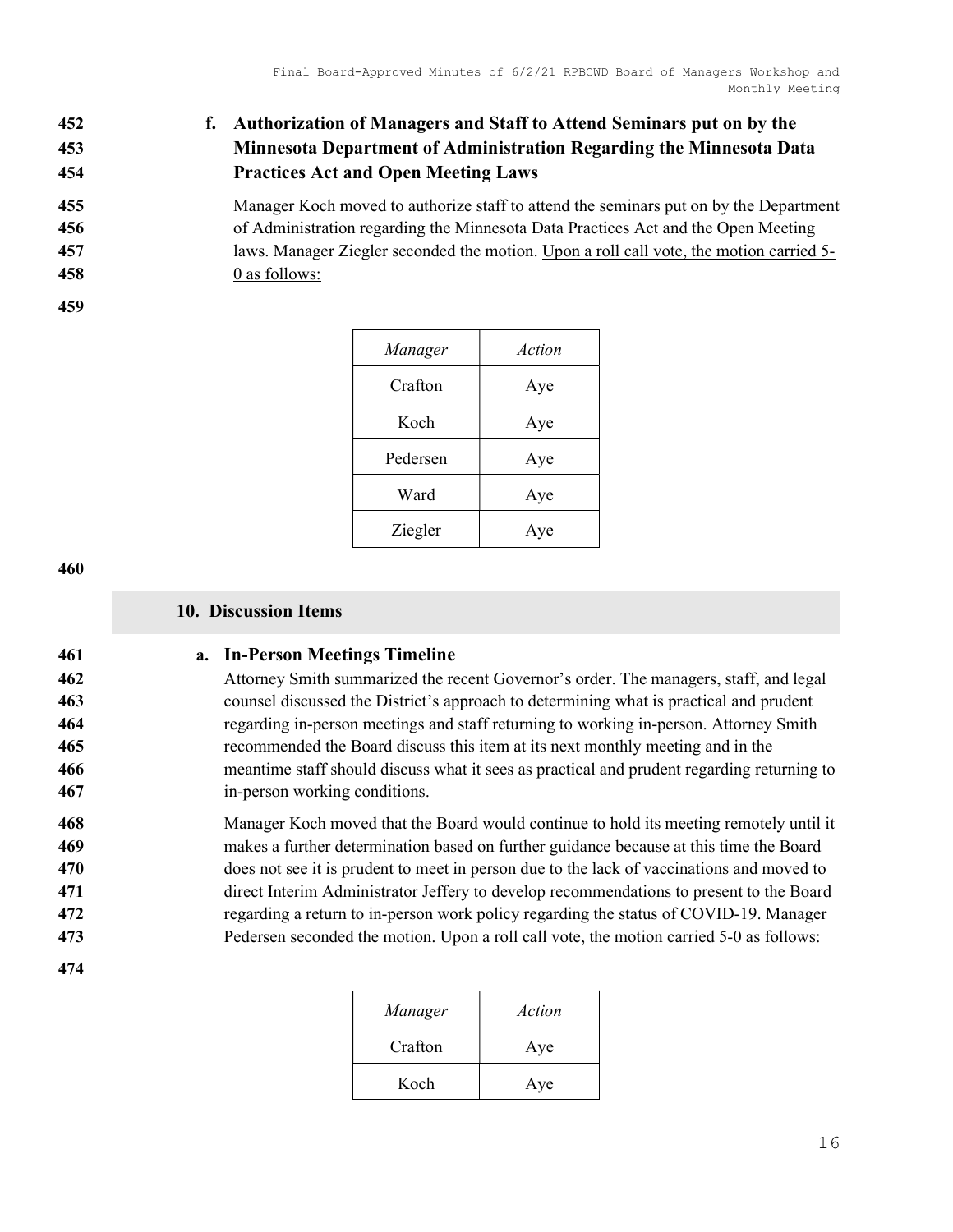**f. Authorization of Managers and Staff to Attend Seminars put on by the Minnesota Department of Administration Regarding the Minnesota Data Practices Act and Open Meeting Laws**

Manager Koch moved to authorize staff to attend the seminars put on by the Department of Administration regarding the Minnesota Data Practices Act and the Open Meeting laws. Manager Ziegler seconded the motion. Upon a roll call vote, the motion carried 5-0 as follows:

| *Manager* | *Action* |
|---|---|
| Crafton | Aye |
| Koch | Aye |
| Pedersen | Aye |
| Ward | Aye |
| Ziegler | Aye |

## 10. Discussion Items

**a. In-Person Meetings Timeline**

Attorney Smith summarized the recent Governor's order. The managers, staff, and legal counsel discussed the District's approach to determining what is practical and prudent regarding in-person meetings and staff returning to working in-person. Attorney Smith recommended the Board discuss this item at its next monthly meeting and in the meantime staff should discuss what it sees as practical and prudent regarding returning to in-person working conditions.

Manager Koch moved that the Board would continue to hold its meeting remotely until it makes a further determination based on further guidance because at this time the Board does not see it is prudent to meet in person due to the lack of vaccinations and moved to direct Interim Administrator Jeffery to develop recommendations to present to the Board regarding a return to in-person work policy regarding the status of COVID-19. Manager Pedersen seconded the motion. Upon a roll call vote, the motion carried 5-0 as follows:

| *Manager* | *Action* |
|---|---|
| Crafton | Aye |
| Koch | Aye |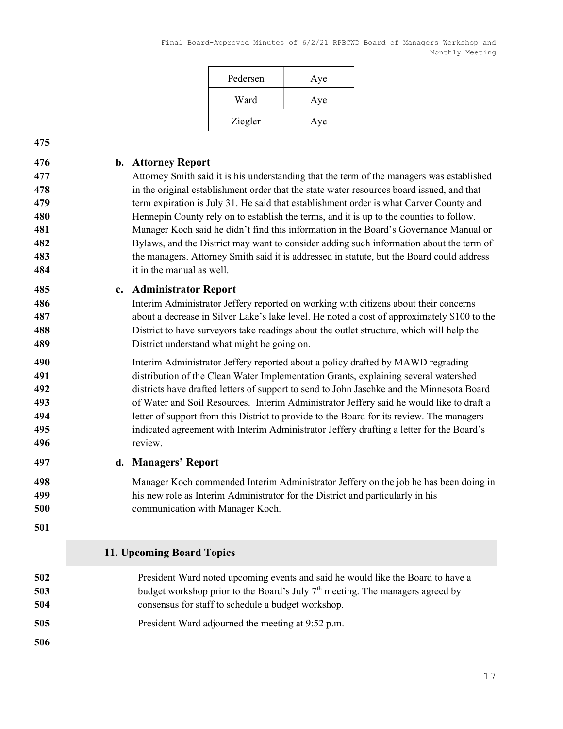| Pedersen | Aye |
|---|---|
| Ward | Aye |
| Ziegler | Aye |

**b. Attorney Report**

Attorney Smith said it is his understanding that the term of the managers was established in the original establishment order that the state water resources board issued, and that term expiration is July 31. He said that establishment order is what Carver County and Hennepin County rely on to establish the terms, and it is up to the counties to follow. Manager Koch said he didn't find this information in the Board's Governance Manual or Bylaws, and the District may want to consider adding such information about the term of the managers. Attorney Smith said it is addressed in statute, but the Board could address it in the manual as well.

**c. Administrator Report**

Interim Administrator Jeffery reported on working with citizens about their concerns about a decrease in Silver Lake's lake level. He noted a cost of approximately $100 to the District to have surveyors take readings about the outlet structure, which will help the District understand what might be going on.

Interim Administrator Jeffery reported about a policy drafted by MAWD regrading distribution of the Clean Water Implementation Grants, explaining several watershed districts have drafted letters of support to send to John Jaschke and the Minnesota Board of Water and Soil Resources. Interim Administrator Jeffery said he would like to draft a letter of support from this District to provide to the Board for its review. The managers indicated agreement with Interim Administrator Jeffery drafting a letter for the Board's review.

**d. Managers' Report**

Manager Koch commended Interim Administrator Jeffery on the job he has been doing in his new role as Interim Administrator for the District and particularly in his communication with Manager Koch.

## 11. Upcoming Board Topics

President Ward noted upcoming events and said he would like the Board to have a budget workshop prior to the Board's July 7th meeting. The managers agreed by consensus for staff to schedule a budget workshop.

President Ward adjourned the meeting at 9:52 p.m.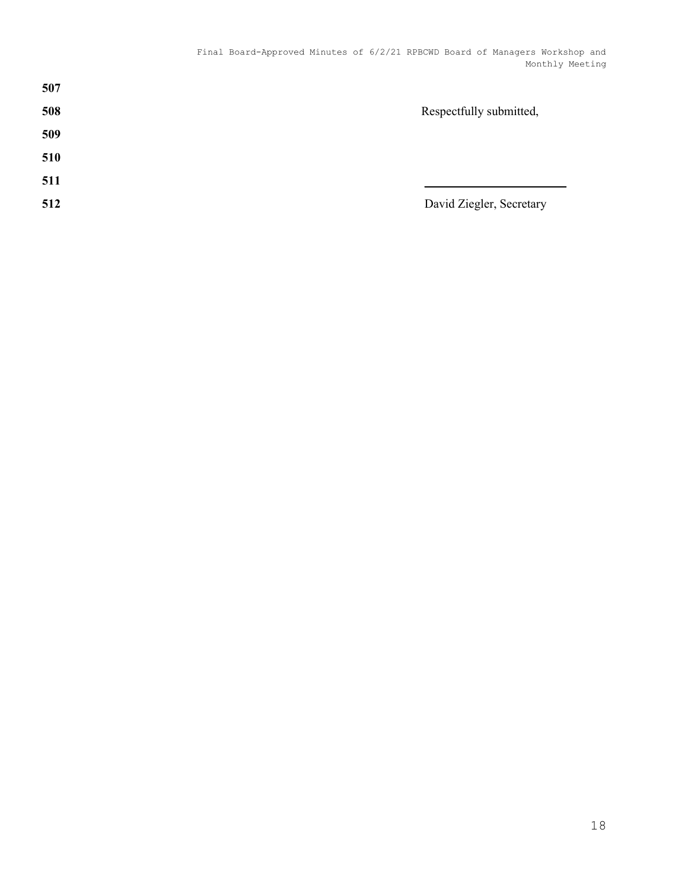507

508 Respectfully submitted,

509

510

511 \_\_\_\_\_\_\_\_\_\_\_\_\_\_\_\_\_\_\_\_\_\_\_\_

512 David Ziegler, Secretary